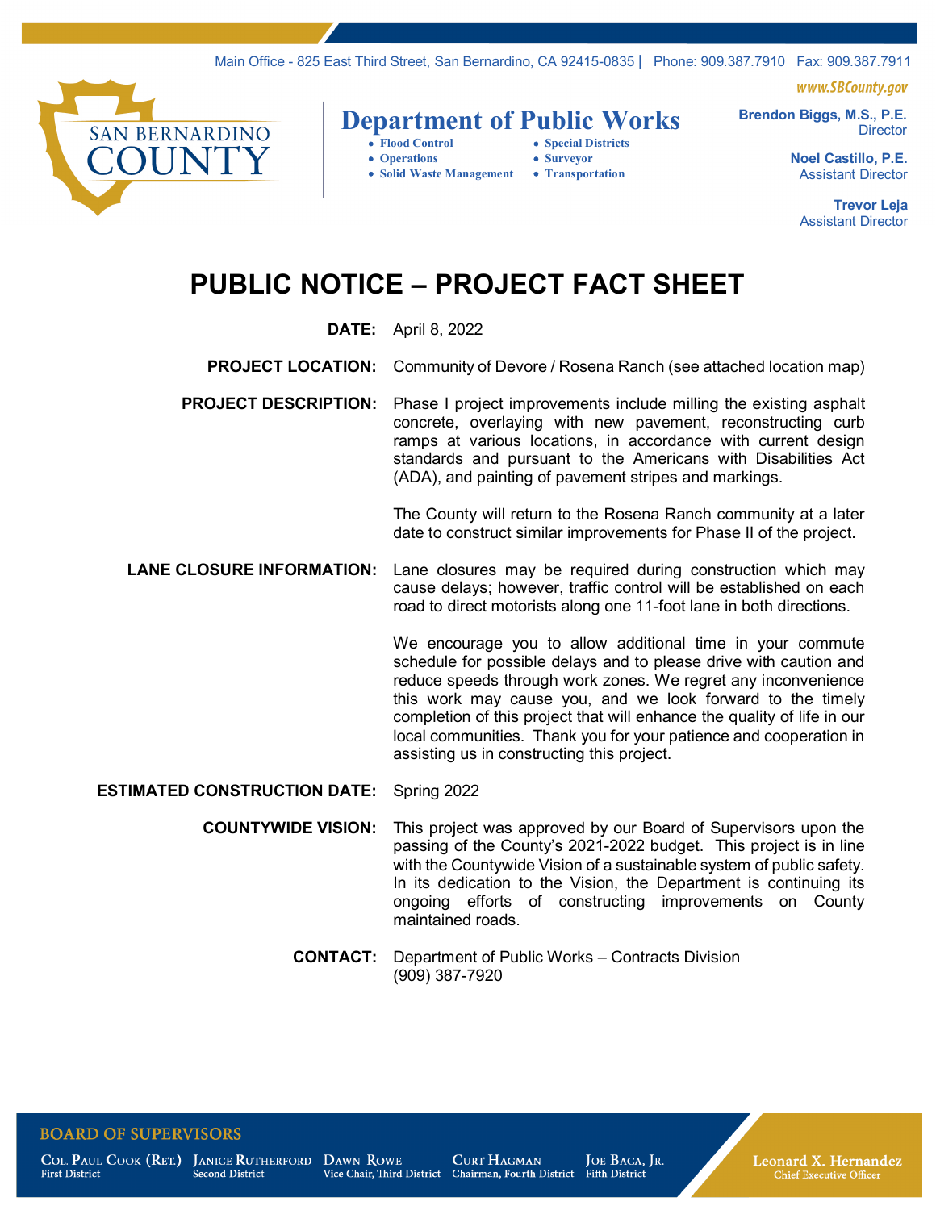Main Office - 825 East Third Street, San Bernardino, CA 92415-0835 | Phone: 909.387.7910 Fax: 909.387.7911

www.SBCounty.gov

SAN BERNARDINO COUNTY

# Department of Public Works

- Flood Control
- Operations
- Solid Waste Management
- Special Districts
- Surveyor
- Transportation

**Brendon Biggs, M.S., P.E.**
Director

**Noel Castillo, P.E.**
Assistant Director

**Trevor Leja**
Assistant Director

# PUBLIC NOTICE – PROJECT FACT SHEET

**DATE:** April 8, 2022

**PROJECT LOCATION:** Community of Devore / Rosena Ranch (see attached location map)

**PROJECT DESCRIPTION:** Phase I project improvements include milling the existing asphalt concrete, overlaying with new pavement, reconstructing curb ramps at various locations, in accordance with current design standards and pursuant to the Americans with Disabilities Act (ADA), and painting of pavement stripes and markings.

The County will return to the Rosena Ranch community at a later date to construct similar improvements for Phase II of the project.

**LANE CLOSURE INFORMATION:** Lane closures may be required during construction which may cause delays; however, traffic control will be established on each road to direct motorists along one 11-foot lane in both directions.

We encourage you to allow additional time in your commute schedule for possible delays and to please drive with caution and reduce speeds through work zones. We regret any inconvenience this work may cause you, and we look forward to the timely completion of this project that will enhance the quality of life in our local communities. Thank you for your patience and cooperation in assisting us in constructing this project.

**ESTIMATED CONSTRUCTION DATE:** Spring 2022

**COUNTYWIDE VISION:** This project was approved by our Board of Supervisors upon the passing of the County's 2021-2022 budget. This project is in line with the Countywide Vision of a sustainable system of public safety. In its dedication to the Vision, the Department is continuing its ongoing efforts of constructing improvements on County maintained roads.

**CONTACT:** Department of Public Works – Contracts Division
(909) 387-7920

BOARD OF SUPERVISORS

Col. Paul Cook (Ret.), First District | Janice Rutherford, Second District | Dawn Rowe, Vice Chair, Third District | Curt Hagman, Chairman, Fourth District | Joe Baca, Jr., Fifth District

Leonard X. Hernandez, Chief Executive Officer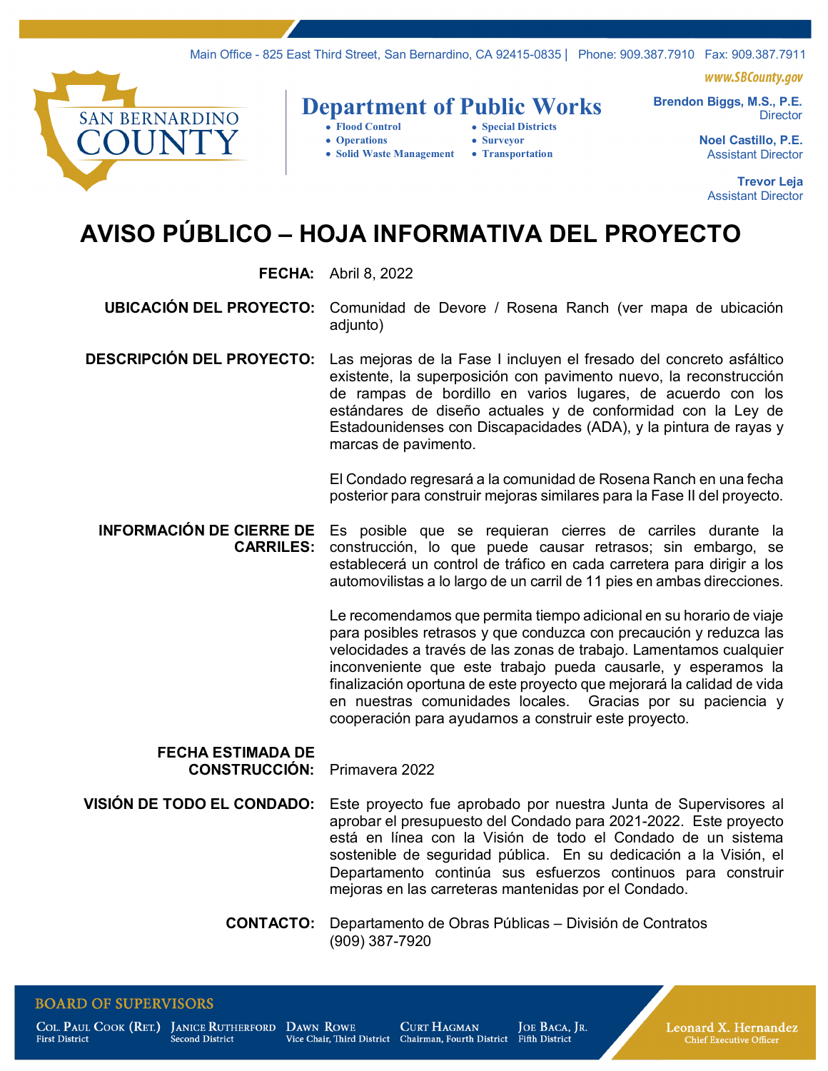Main Office - 825 East Third Street, San Bernardino, CA 92415-0835 | Phone: 909.387.7910 Fax: 909.387.7911

www.SBCounty.gov

SAN BERNARDINO COUNTY

**Department of Public Works**

- Flood Control
- Operations
- Solid Waste Management
- Special Districts
- Surveyor
- Transportation

**Brendon Biggs, M.S., P.E.**
Director

**Noel Castillo, P.E.**
Assistant Director

**Trevor Leja**
Assistant Director

# AVISO PÚBLICO – HOJA INFORMATIVA DEL PROYECTO

**FECHA:** Abril 8, 2022

**UBICACIÓN DEL PROYECTO:** Comunidad de Devore / Rosena Ranch (ver mapa de ubicación adjunto)

**DESCRIPCIÓN DEL PROYECTO:** Las mejoras de la Fase I incluyen el fresado del concreto asfáltico existente, la superposición con pavimento nuevo, la reconstrucción de rampas de bordillo en varios lugares, de acuerdo con los estándares de diseño actuales y de conformidad con la Ley de Estadounidenses con Discapacidades (ADA), y la pintura de rayas y marcas de pavimento.

El Condado regresará a la comunidad de Rosena Ranch en una fecha posterior para construir mejoras similares para la Fase II del proyecto.

**INFORMACIÓN DE CIERRE DE CARRILES:** Es posible que se requieran cierres de carriles durante la construcción, lo que puede causar retrasos; sin embargo, se establecerá un control de tráfico en cada carretera para dirigir a los automovilistas a lo largo de un carril de 11 pies en ambas direcciones.

Le recomendamos que permita tiempo adicional en su horario de viaje para posibles retrasos y que conduzca con precaución y reduzca las velocidades a través de las zonas de trabajo. Lamentamos cualquier inconveniente que este trabajo pueda causarle, y esperamos la finalización oportuna de este proyecto que mejorará la calidad de vida en nuestras comunidades locales. Gracias por su paciencia y cooperación para ayudarnos a construir este proyecto.

**FECHA ESTIMADA DE CONSTRUCCIÓN:** Primavera 2022

**VISIÓN DE TODO EL CONDADO:** Este proyecto fue aprobado por nuestra Junta de Supervisores al aprobar el presupuesto del Condado para 2021-2022. Este proyecto está en línea con la Visión de todo el Condado de un sistema sostenible de seguridad pública. En su dedicación a la Visión, el Departamento continúa sus esfuerzos continuos para construir mejoras en las carreteras mantenidas por el Condado.

**CONTACTO:** Departamento de Obras Públicas – División de Contratos
(909) 387-7920

BOARD OF SUPERVISORS

Col. Paul Cook (Ret.), First District | Janice Rutherford, Second District | Dawn Rowe, Vice Chair, Third District | Curt Hagman, Chairman, Fourth District | Joe Baca, Jr., Fifth District

Leonard X. Hernandez, Chief Executive Officer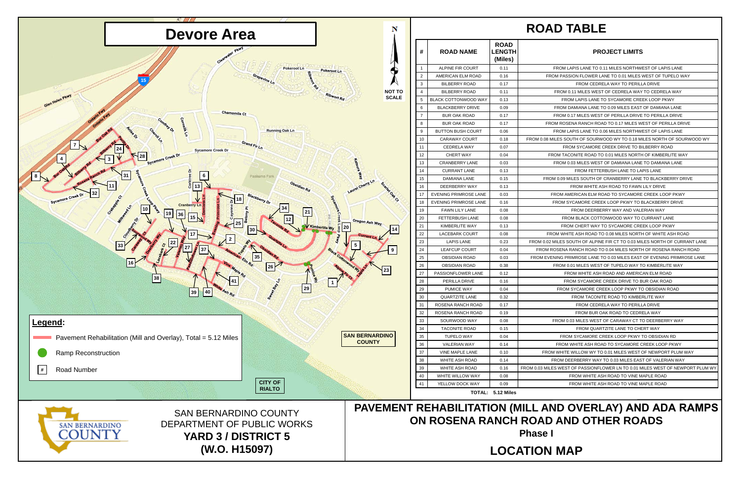# Devore Area

NOT TO SCALE

SAN BERNARDINO COUNTY

CITY OF RIALTO

## Legend:

- Pavement Rehabilitation (Mill and Overlay), Total = 5.12 Miles
- Ramp Reconstruction
- # Road Number

# ROAD TABLE

| # | ROAD NAME | ROAD LENGTH (Miles) | PROJECT LIMITS |
|---|---|---|---|
| 1 | ALPINE FIR COURT | 0.11 | FROM LAPIS LANE TO 0.11 MILES NORTHWEST OF LAPIS LANE |
| 2 | AMERICAN ELM ROAD | 0.16 | FROM PASSION FLOWER LANE TO 0.01 MILES WEST OF TUPELO WAY |
| 3 | BILBERRY ROAD | 0.17 | FROM CEDRELA WAY TO PERILLA DRIVE |
| 4 | BILBERRY ROAD | 0.11 | FROM 0.11 MILES WEST OF CEDRELA WAY TO CEDRELA WAY |
| 5 | BLACK COTTONWOOD WAY | 0.13 | FROM LAPIS LANE TO SYCAMORE CREEK LOOP PKWY |
| 6 | BLACKBERRY DRIVE | 0.09 | FROM DAMIANA LANE TO 0.09 MILES EAST OF DAMIANA LANE |
| 7 | BUR OAK ROAD | 0.17 | FROM 0.17 MILES WEST OF PERILLA DRIVE TO PERILLA DRIVE |
| 8 | BUR OAK ROAD | 0.17 | FROM ROSENA RANCH ROAD TO 0.17 MILES WEST OF PERILLA DRIVE |
| 9 | BUTTON BUSH COURT | 0.06 | FROM LAPIS LANE TO 0.06 MILES NORTHWEST OF LAPIS LANE |
| 10 | CARAWAY COURT | 0.18 | FROM 0.08 MILES SOUTH OF SOURWOOD WY TO 0.18 MILES NORTH OF SOURWOOD WY |
| 11 | CEDRELA WAY | 0.07 | FROM SYCAMORE CREEK DRIVE TO BILBERRY ROAD |
| 12 | CHERT WAY | 0.04 | FROM TACONITE ROAD TO 0.01 MILES NORTH OF KIMBERLITE WAY |
| 13 | CRANBERRY LANE | 0.03 | FROM 0.03 MILES WEST OF DAMIANA LANE TO DAMIANA LANE |
| 14 | CURRANT LANE | 0.13 | FROM FETTERBUSH LANE TO LAPIS LANE |
| 15 | DAMIANA LANE | 0.15 | FROM 0.09 MILES SOUTH OF CRANBERRY LANE TO BLACKBERRY DRIVE |
| 16 | DEERBERRY WAY | 0.13 | FROM WHITE ASH ROAD TO FAWN LILY DRIVE |
| 17 | EVENING PRIMROSE LANE | 0.03 | FROM AMERICAN ELM ROAD TO SYCAMORE CREEK LOOP PKWY |
| 18 | EVENING PRIMROSE LANE | 0.16 | FROM SYCAMORE CREEK LOOP PKWY TO BLACKBERRY DRIVE |
| 19 | FAWN LILY LANE | 0.08 | FROM DEERBERRY WAY AND VALERIAN WAY |
| 20 | FETTERBUSH LANE | 0.08 | FROM BLACK COTTONWOOD WAY TO CURRANT LANE |
| 21 | KIMBERLITE WAY | 0.13 | FROM CHERT WAY TO SYCAMORE CREEK LOOP PKWY |
| 22 | LACEBARK COURT | 0.08 | FROM WHITE ASH ROAD TO 0.08 MILES NORTH OF WHITE ASH ROAD |
| 23 | LAPIS LANE | 0.23 | FROM 0.02 MILES SOUTH OF ALPINE FIR CT TO 0.03 MILES NORTH OF CURRANT LANE |
| 24 | LEAFCUP COURT | 0.04 | FROM ROSENA RANCH ROAD TO 0.04 MILES NORTH OF ROSENA RANCH ROAD |
| 25 | OBSIDIAN ROAD | 0.03 | FROM EVENING PRIMROSE LANE TO 0.03 MILES EAST OF EVENING PRIMROSE LANE |
| 26 | OBSIDIAN ROAD | 0.38 | FROM 0.01 MILES WEST OF TUPELO WAY TO KIMBERLITE WAY |
| 27 | PASSIONFLOWER LANE | 0.12 | FROM WHITE ASH ROAD AND AMERICAN ELM ROAD |
| 28 | PERILLA DRIVE | 0.16 | FROM SYCAMORE CREEK DRIVE TO BUR OAK ROAD |
| 29 | PUMICE WAY | 0.04 | FROM SYCAMORE CREEK LOOP PKWY TO OBSIDIAN ROAD |
| 30 | QUARTZITE LANE | 0.32 | FROM TACONITE ROAD TO KIMBERLITE WAY |
| 31 | ROSENA RANCH ROAD | 0.17 | FROM CEDRELA WAY TO PERILLA DRIVE |
| 32 | ROSENA RANCH ROAD | 0.19 | FROM BUR OAK ROAD TO CEDRELA WAY |
| 33 | SOURWOOD WAY | 0.08 | FROM 0.03 MILES WEST OF CARAWAY CT TO DEERBERRY WAY |
| 34 | TACONITE ROAD | 0.15 | FROM QUARTZITE LANE TO CHERT WAY |
| 35 | TUPELO WAY | 0.04 | FROM SYCAMORE CREEK LOOP PKWY TO OBSIDIAN RD |
| 36 | VALERIAN WAY | 0.14 | FROM WHITE ASH ROAD TO SYCAMORE CREEK LOOP PKWY |
| 37 | VINE MAPLE LANE | 0.10 | FROM WHITE WILLOW WY TO 0.01 MILES WEST OF NEWPORT PLUM WAY |
| 38 | WHITE ASH ROAD | 0.14 | FROM DEERBERRY WAY TO 0.03 MILES EAST OF VALERIAN WAY |
| 39 | WHITE ASH ROAD | 0.16 | FROM 0.03 MILES WEST OF PASSIONFLOWER LN TO 0.01 MILES WEST OF NEWPORT PLUM WY |
| 40 | WHITE WILLOW WAY | 0.08 | FROM WHITE ASH ROAD TO VINE MAPLE ROAD |
| 41 | YELLOW DOCK WAY | 0.09 | FROM WHITE ASH ROAD TO VINE MAPLE ROAD |
| | TOTAL: | 5.12 Miles | |

SAN BERNARDINO COUNTY
DEPARTMENT OF PUBLIC WORKS
**YARD 3 / DISTRICT 5**
**(W.O. H15097)**

## PAVEMENT REHABILITATION (MILL AND OVERLAY) AND ADA RAMPS ON ROSENA RANCH ROAD AND OTHER ROADS

**Phase I**

## LOCATION MAP